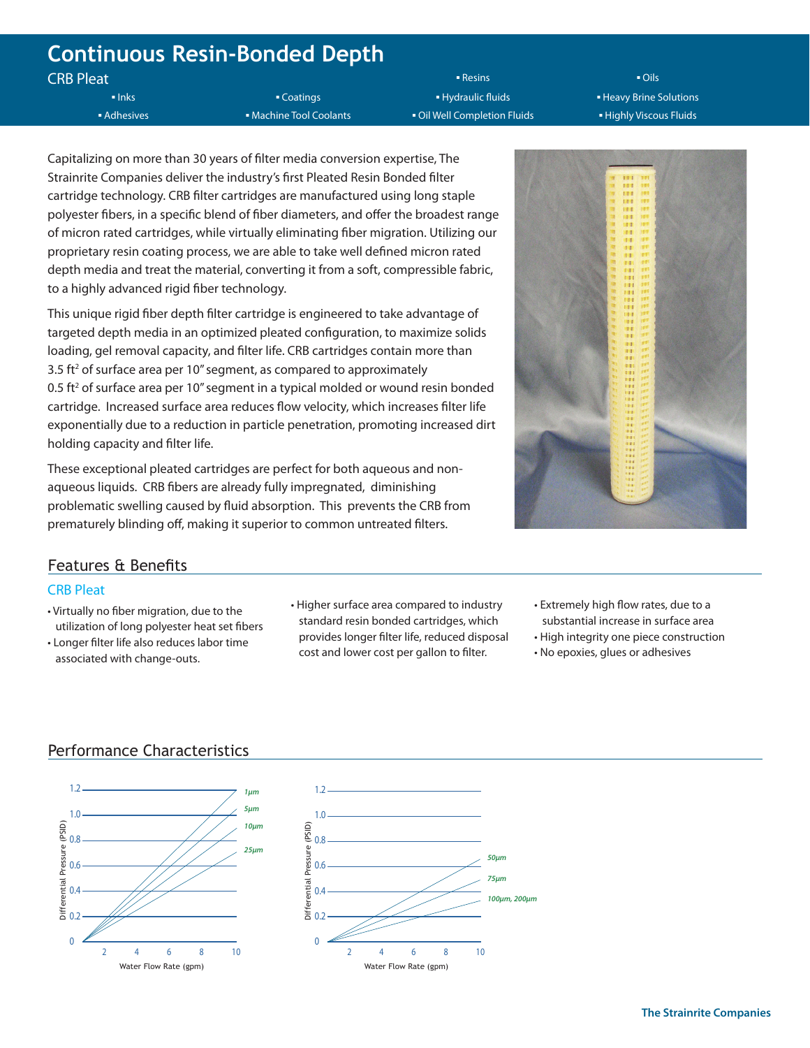# Continuous Resin-Bonded Depth

## CRB Pleat

- Inks
- Adhesives
- Coatings
- Machine Tool Coolants
- Resins
- Hydraulic fluids
- Oil Well Completion Fluids
- Oils
- Heavy Brine Solutions
- Highly Viscous Fluids

Capitalizing on more than 30 years of filter media conversion expertise, The Strainrite Companies deliver the industry's first Pleated Resin Bonded filter cartridge technology. CRB filter cartridges are manufactured using long staple polyester fibers, in a specific blend of fiber diameters, and offer the broadest range of micron rated cartridges, while virtually eliminating fiber migration. Utilizing our proprietary resin coating process, we are able to take well defined micron rated depth media and treat the material, converting it from a soft, compressible fabric, to a highly advanced rigid fiber technology.

This unique rigid fiber depth filter cartridge is engineered to take advantage of targeted depth media in an optimized pleated configuration, to maximize solids loading, gel removal capacity, and filter life. CRB cartridges contain more than 3.5 ft² of surface area per 10" segment, as compared to approximately 0.5 ft² of surface area per 10" segment in a typical molded or wound resin bonded cartridge. Increased surface area reduces flow velocity, which increases filter life exponentially due to a reduction in particle penetration, promoting increased dirt holding capacity and filter life.

These exceptional pleated cartridges are perfect for both aqueous and non-aqueous liquids. CRB fibers are already fully impregnated, diminishing problematic swelling caused by fluid absorption. This prevents the CRB from prematurely blinding off, making it superior to common untreated filters.

## Features & Benefits

### CRB Pleat

- Virtually no fiber migration, due to the utilization of long polyester heat set fibers
- Longer filter life also reduces labor time associated with change-outs.
- Higher surface area compared to industry standard resin bonded cartridges, which provides longer filter life, reduced disposal cost and lower cost per gallon to filter.
- Extremely high flow rates, due to a substantial increase in surface area
- High integrity one piece construction
- No epoxies, glues or adhesives

## Performance Characteristics

Chart 1 — Differential Pressure (PSID) vs. Water Flow Rate (gpm): 1µm, 5µm, 10µm, 25µm

Chart 2 — Differential Pressure (PSID) vs. Water Flow Rate (gpm): 50µm, 75µm, 100µm, 200µm

The Strainrite Companies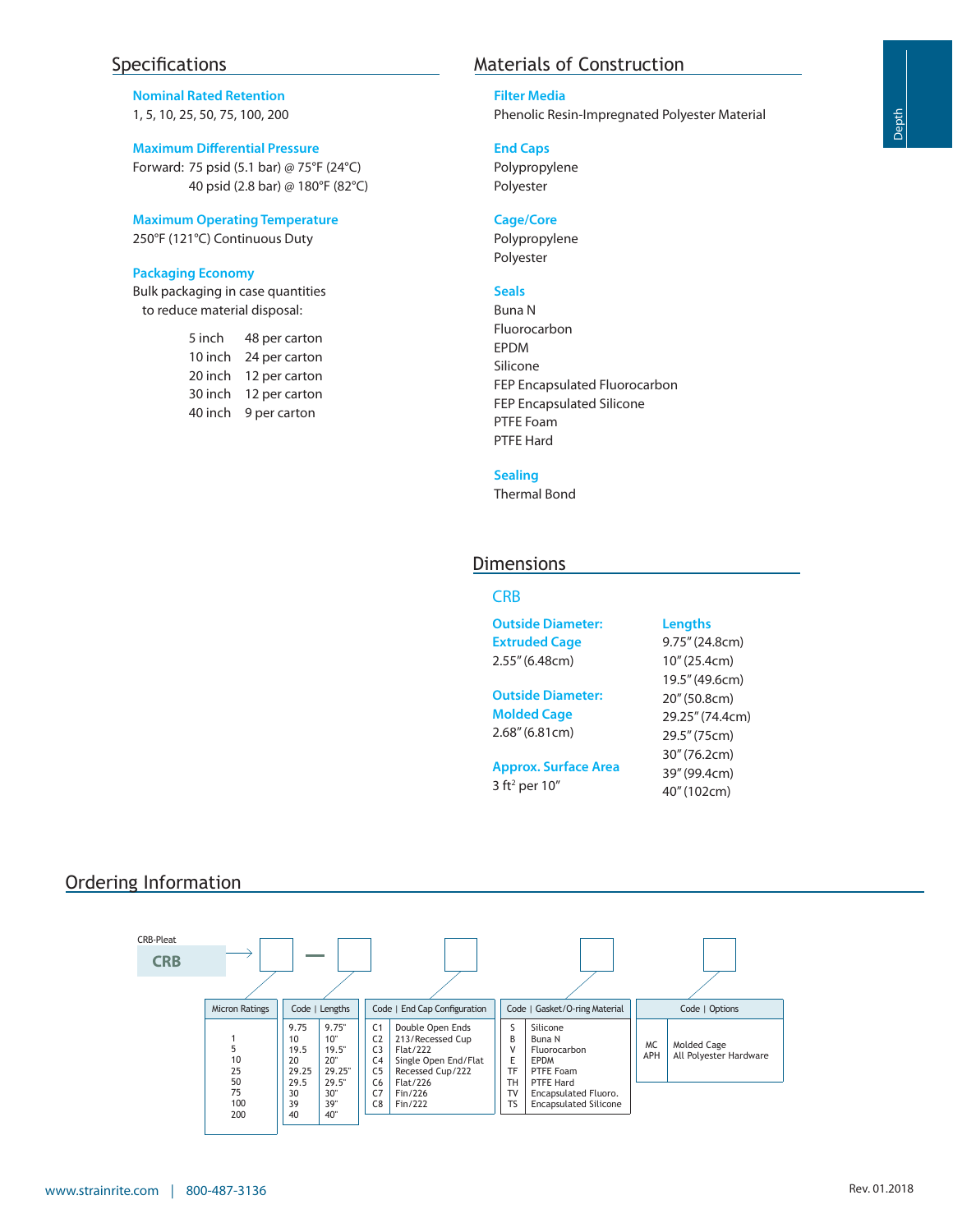## Specifications

**Nominal Rated Retention**
1, 5, 10, 25, 50, 75, 100, 200

**Maximum Differential Pressure**
Forward: 75 psid (5.1 bar) @ 75°F (24°C)
40 psid (2.8 bar) @ 180°F (82°C)

**Maximum Operating Temperature**
250°F (121°C) Continuous Duty

**Packaging Economy**
Bulk packaging in case quantities to reduce material disposal:

| | |
|---|---|
| 5 inch | 48 per carton |
| 10 inch | 24 per carton |
| 20 inch | 12 per carton |
| 30 inch | 12 per carton |
| 40 inch | 9 per carton |

## Materials of Construction

**Filter Media**
Phenolic Resin-Impregnated Polyester Material

**End Caps**
Polypropylene
Polyester

**Cage/Core**
Polypropylene
Polyester

**Seals**
Buna N
Fluorocarbon
EPDM
Silicone
FEP Encapsulated Fluorocarbon
FEP Encapsulated Silicone
PTFE Foam
PTFE Hard

**Sealing**
Thermal Bond

## Dimensions

### CRB

**Outside Diameter: Extruded Cage**
2.55" (6.48cm)

**Outside Diameter: Molded Cage**
2.68" (6.81cm)

**Approx. Surface Area**
3 ft$^2$ per 10"

**Lengths**
9.75" (24.8cm)
10" (25.4cm)
19.5" (49.6cm)
20" (50.8cm)
29.25" (74.4cm)
29.5" (75cm)
30" (76.2cm)
39" (99.4cm)
40" (102cm)

## Ordering Information

CRB-Pleat

**CRB** → [ ] — [ ] [ ] [ ] [ ]

| Micron Ratings |
|---|
| 1 |
| 5 |
| 10 |
| 25 |
| 50 |
| 75 |
| 100 |
| 200 |

| Code | Lengths |
|---|---|
| 9.75 | 9.75" |
| 10 | 10" |
| 19.5 | 19.5" |
| 20 | 20" |
| 29.25 | 29.25" |
| 29.5 | 29.5" |
| 30 | 30" |
| 39 | 39" |
| 40 | 40" |

| Code | End Cap Configuration |
|---|---|
| C1 | Double Open Ends |
| C2 | 213/Recessed Cup |
| C3 | Flat/222 |
| C4 | Single Open End/Flat |
| C5 | Recessed Cup/222 |
| C6 | Flat/226 |
| C7 | Fin/226 |
| C8 | Fin/222 |

| Code | Gasket/O-ring Material |
|---|---|
| S | Silicone |
| B | Buna N |
| V | Fluorocarbon |
| E | EPDM |
| TF | PTFE Foam |
| TH | PTFE Hard |
| TV | Encapsulated Fluoro. |
| TS | Encapsulated Silicone |

| Code | Options |
|---|---|
| MC | Molded Cage |
| APH | All Polyester Hardware |